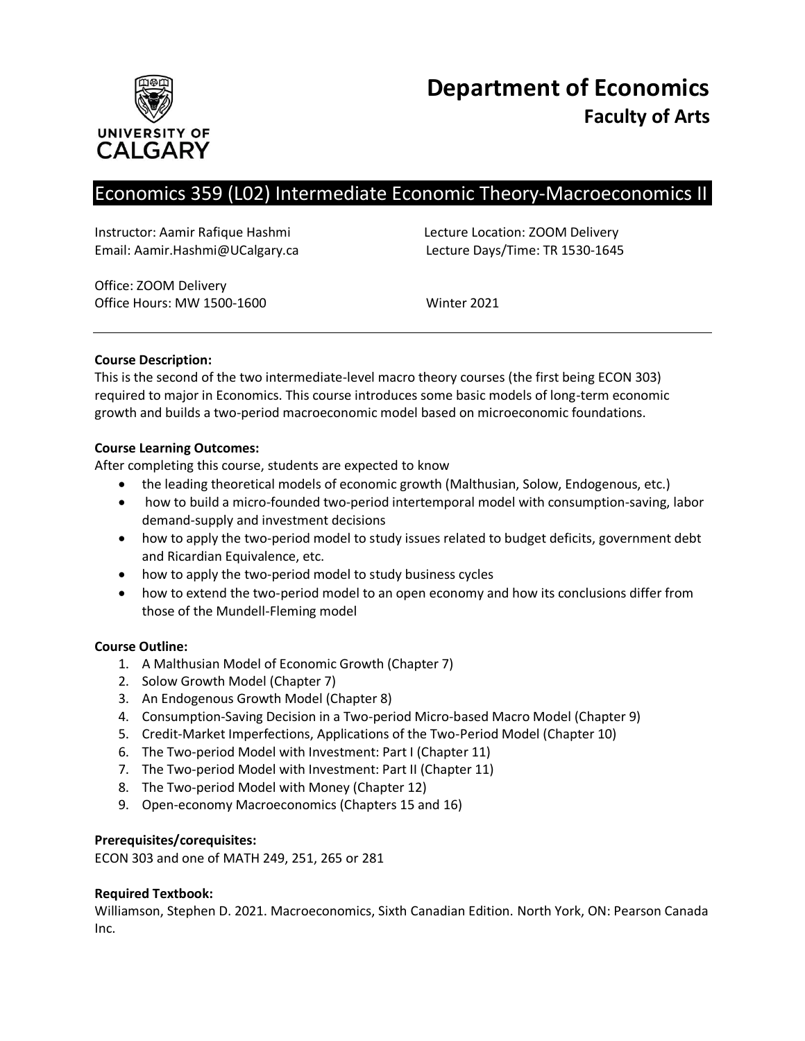UNIVERSITY OF CALGARY

# Department of Economics

## Faculty of Arts

# Economics 359 (L02) Intermediate Economic Theory-Macroeconomics II

Instructor: Aamir Rafique Hashmi
Email: Aamir.Hashmi@UCalgary.ca

Lecture Location: ZOOM Delivery
Lecture Days/Time: TR 1530-1645

Office: ZOOM Delivery
Office Hours: MW 1500-1600

Winter 2021

---

**Course Description:**
This is the second of the two intermediate-level macro theory courses (the first being ECON 303) required to major in Economics. This course introduces some basic models of long-term economic growth and builds a two-period macroeconomic model based on microeconomic foundations.

**Course Learning Outcomes:**
After completing this course, students are expected to know

- the leading theoretical models of economic growth (Malthusian, Solow, Endogenous, etc.)
- how to build a micro-founded two-period intertemporal model with consumption-saving, labor demand-supply and investment decisions
- how to apply the two-period model to study issues related to budget deficits, government debt and Ricardian Equivalence, etc.
- how to apply the two-period model to study business cycles
- how to extend the two-period model to an open economy and how its conclusions differ from those of the Mundell-Fleming model

**Course Outline:**

1. A Malthusian Model of Economic Growth (Chapter 7)
2. Solow Growth Model (Chapter 7)
3. An Endogenous Growth Model (Chapter 8)
4. Consumption-Saving Decision in a Two-period Micro-based Macro Model (Chapter 9)
5. Credit-Market Imperfections, Applications of the Two-Period Model (Chapter 10)
6. The Two-period Model with Investment: Part I (Chapter 11)
7. The Two-period Model with Investment: Part II (Chapter 11)
8. The Two-period Model with Money (Chapter 12)
9. Open-economy Macroeconomics (Chapters 15 and 16)

**Prerequisites/corequisites:**
ECON 303 and one of MATH 249, 251, 265 or 281

**Required Textbook:**
Williamson, Stephen D. 2021. Macroeconomics, Sixth Canadian Edition. North York, ON: Pearson Canada Inc.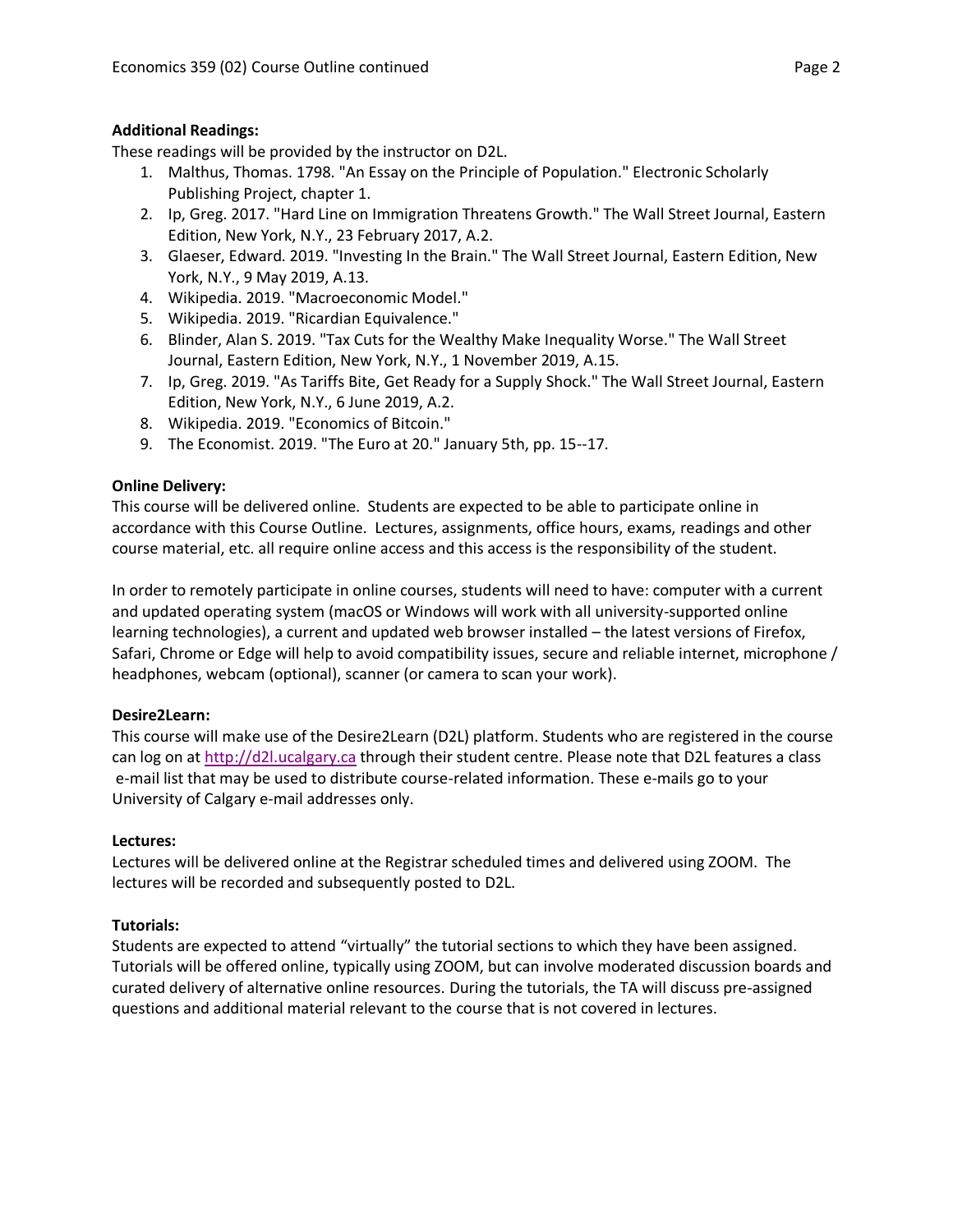**Additional Readings:**

These readings will be provided by the instructor on D2L.

1. Malthus, Thomas. 1798. "An Essay on the Principle of Population." Electronic Scholarly Publishing Project, chapter 1.
2. Ip, Greg. 2017. "Hard Line on Immigration Threatens Growth." The Wall Street Journal, Eastern Edition, New York, N.Y., 23 February 2017, A.2.
3. Glaeser, Edward. 2019. "Investing In the Brain." The Wall Street Journal, Eastern Edition, New York, N.Y., 9 May 2019, A.13.
4. Wikipedia. 2019. "Macroeconomic Model."
5. Wikipedia. 2019. "Ricardian Equivalence."
6. Blinder, Alan S. 2019. "Tax Cuts for the Wealthy Make Inequality Worse." The Wall Street Journal, Eastern Edition, New York, N.Y., 1 November 2019, A.15.
7. Ip, Greg. 2019. "As Tariffs Bite, Get Ready for a Supply Shock." The Wall Street Journal, Eastern Edition, New York, N.Y., 6 June 2019, A.2.
8. Wikipedia. 2019. "Economics of Bitcoin."
9. The Economist. 2019. "The Euro at 20." January 5th, pp. 15--17.

**Online Delivery:**

This course will be delivered online. Students are expected to be able to participate online in accordance with this Course Outline. Lectures, assignments, office hours, exams, readings and other course material, etc. all require online access and this access is the responsibility of the student.

In order to remotely participate in online courses, students will need to have: computer with a current and updated operating system (macOS or Windows will work with all university-supported online learning technologies), a current and updated web browser installed – the latest versions of Firefox, Safari, Chrome or Edge will help to avoid compatibility issues, secure and reliable internet, microphone / headphones, webcam (optional), scanner (or camera to scan your work).

**Desire2Learn:**

This course will make use of the Desire2Learn (D2L) platform. Students who are registered in the course can log on at http://d2l.ucalgary.ca through their student centre. Please note that D2L features a class e-mail list that may be used to distribute course-related information. These e-mails go to your University of Calgary e-mail addresses only.

**Lectures:**

Lectures will be delivered online at the Registrar scheduled times and delivered using ZOOM. The lectures will be recorded and subsequently posted to D2L.

**Tutorials:**

Students are expected to attend "virtually" the tutorial sections to which they have been assigned. Tutorials will be offered online, typically using ZOOM, but can involve moderated discussion boards and curated delivery of alternative online resources. During the tutorials, the TA will discuss pre-assigned questions and additional material relevant to the course that is not covered in lectures.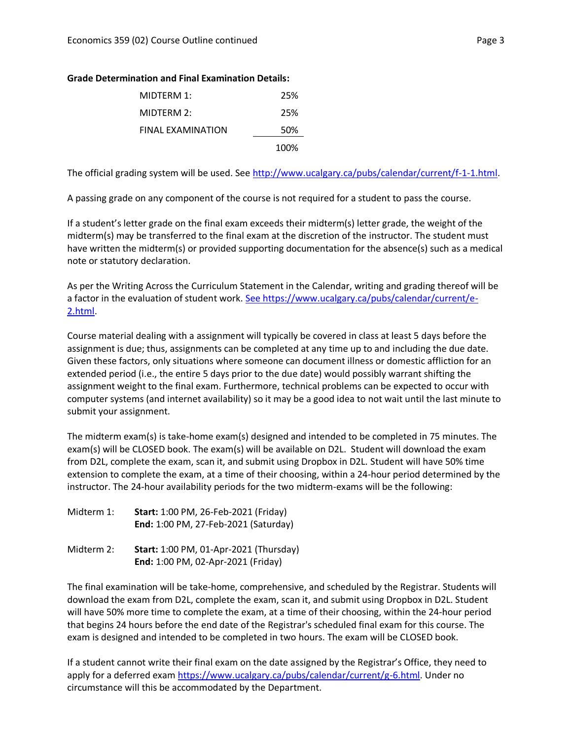**Grade Determination and Final Examination Details:**

| | |
|---|---|
| MIDTERM 1: | 25% |
| MIDTERM 2: | 25% |
| FINAL EXAMINATION | 50% |
| | 100% |

The official grading system will be used. See http://www.ucalgary.ca/pubs/calendar/current/f-1-1.html.

A passing grade on any component of the course is not required for a student to pass the course.

If a student's letter grade on the final exam exceeds their midterm(s) letter grade, the weight of the midterm(s) may be transferred to the final exam at the discretion of the instructor. The student must have written the midterm(s) or provided supporting documentation for the absence(s) such as a medical note or statutory declaration.

As per the Writing Across the Curriculum Statement in the Calendar, writing and grading thereof will be a factor in the evaluation of student work. See https://www.ucalgary.ca/pubs/calendar/current/e-2.html.

Course material dealing with a assignment will typically be covered in class at least 5 days before the assignment is due; thus, assignments can be completed at any time up to and including the due date. Given these factors, only situations where someone can document illness or domestic affliction for an extended period (i.e., the entire 5 days prior to the due date) would possibly warrant shifting the assignment weight to the final exam. Furthermore, technical problems can be expected to occur with computer systems (and internet availability) so it may be a good idea to not wait until the last minute to submit your assignment.

The midterm exam(s) is take-home exam(s) designed and intended to be completed in 75 minutes. The exam(s) will be CLOSED book. The exam(s) will be available on D2L. Student will download the exam from D2L, complete the exam, scan it, and submit using Dropbox in D2L. Student will have 50% time extension to complete the exam, at a time of their choosing, within a 24-hour period determined by the instructor. The 24-hour availability periods for the two midterm-exams will be the following:

Midterm 1: **Start:** 1:00 PM, 26-Feb-2021 (Friday)
**End:** 1:00 PM, 27-Feb-2021 (Saturday)

Midterm 2: **Start:** 1:00 PM, 01-Apr-2021 (Thursday)
**End:** 1:00 PM, 02-Apr-2021 (Friday)

The final examination will be take-home, comprehensive, and scheduled by the Registrar. Students will download the exam from D2L, complete the exam, scan it, and submit using Dropbox in D2L. Student will have 50% more time to complete the exam, at a time of their choosing, within the 24-hour period that begins 24 hours before the end date of the Registrar's scheduled final exam for this course. The exam is designed and intended to be completed in two hours. The exam will be CLOSED book.

If a student cannot write their final exam on the date assigned by the Registrar's Office, they need to apply for a deferred exam https://www.ucalgary.ca/pubs/calendar/current/g-6.html. Under no circumstance will this be accommodated by the Department.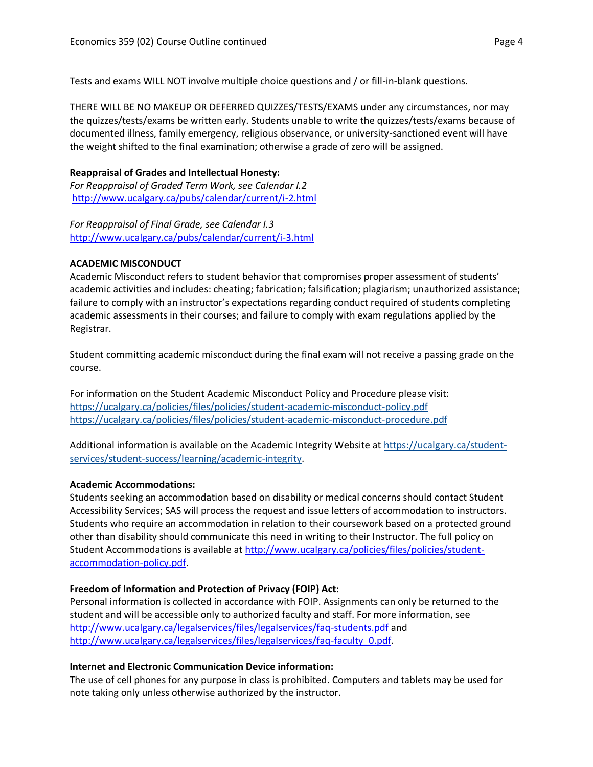Tests and exams WILL NOT involve multiple choice questions and / or fill-in-blank questions.

THERE WILL BE NO MAKEUP OR DEFERRED QUIZZES/TESTS/EXAMS under any circumstances, nor may the quizzes/tests/exams be written early. Students unable to write the quizzes/tests/exams because of documented illness, family emergency, religious observance, or university-sanctioned event will have the weight shifted to the final examination; otherwise a grade of zero will be assigned.

**Reappraisal of Grades and Intellectual Honesty:**
*For Reappraisal of Graded Term Work, see Calendar I.2*
http://www.ucalgary.ca/pubs/calendar/current/i-2.html

*For Reappraisal of Final Grade, see Calendar I.3*
http://www.ucalgary.ca/pubs/calendar/current/i-3.html

**ACADEMIC MISCONDUCT**
Academic Misconduct refers to student behavior that compromises proper assessment of students' academic activities and includes: cheating; fabrication; falsification; plagiarism; unauthorized assistance; failure to comply with an instructor's expectations regarding conduct required of students completing academic assessments in their courses; and failure to comply with exam regulations applied by the Registrar.

Student committing academic misconduct during the final exam will not receive a passing grade on the course.

For information on the Student Academic Misconduct Policy and Procedure please visit:
https://ucalgary.ca/policies/files/policies/student-academic-misconduct-policy.pdf
https://ucalgary.ca/policies/files/policies/student-academic-misconduct-procedure.pdf

Additional information is available on the Academic Integrity Website at https://ucalgary.ca/student-services/student-success/learning/academic-integrity.

**Academic Accommodations:**
Students seeking an accommodation based on disability or medical concerns should contact Student Accessibility Services; SAS will process the request and issue letters of accommodation to instructors. Students who require an accommodation in relation to their coursework based on a protected ground other than disability should communicate this need in writing to their Instructor. The full policy on Student Accommodations is available at http://www.ucalgary.ca/policies/files/policies/student-accommodation-policy.pdf.

**Freedom of Information and Protection of Privacy (FOIP) Act:**
Personal information is collected in accordance with FOIP. Assignments can only be returned to the student and will be accessible only to authorized faculty and staff. For more information, see http://www.ucalgary.ca/legalservices/files/legalservices/faq-students.pdf and http://www.ucalgary.ca/legalservices/files/legalservices/faq-faculty_0.pdf.

**Internet and Electronic Communication Device information:**
The use of cell phones for any purpose in class is prohibited. Computers and tablets may be used for note taking only unless otherwise authorized by the instructor.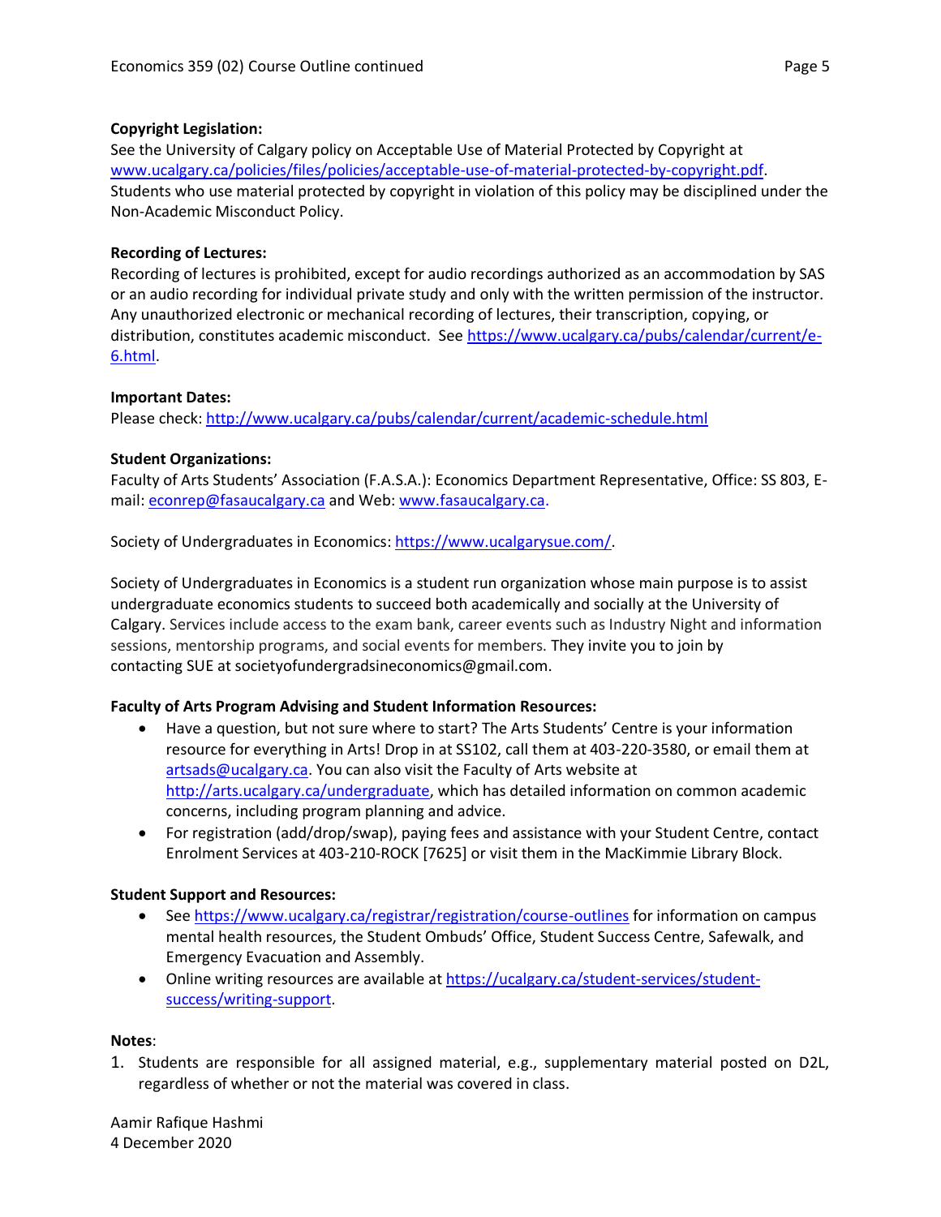**Copyright Legislation:**
See the University of Calgary policy on Acceptable Use of Material Protected by Copyright at www.ucalgary.ca/policies/files/policies/acceptable-use-of-material-protected-by-copyright.pdf. Students who use material protected by copyright in violation of this policy may be disciplined under the Non-Academic Misconduct Policy.

**Recording of Lectures:**
Recording of lectures is prohibited, except for audio recordings authorized as an accommodation by SAS or an audio recording for individual private study and only with the written permission of the instructor. Any unauthorized electronic or mechanical recording of lectures, their transcription, copying, or distribution, constitutes academic misconduct. See https://www.ucalgary.ca/pubs/calendar/current/e-6.html.

**Important Dates:**
Please check: http://www.ucalgary.ca/pubs/calendar/current/academic-schedule.html

**Student Organizations:**
Faculty of Arts Students' Association (F.A.S.A.): Economics Department Representative, Office: SS 803, E-mail: econrep@fasaucalgary.ca and Web: www.fasaucalgary.ca.

Society of Undergraduates in Economics: https://www.ucalgarysue.com/.

Society of Undergraduates in Economics is a student run organization whose main purpose is to assist undergraduate economics students to succeed both academically and socially at the University of Calgary. Services include access to the exam bank, career events such as Industry Night and information sessions, mentorship programs, and social events for members. They invite you to join by contacting SUE at societyofundergradsineconomics@gmail.com.

**Faculty of Arts Program Advising and Student Information Resources:**

- Have a question, but not sure where to start? The Arts Students' Centre is your information resource for everything in Arts! Drop in at SS102, call them at 403-220-3580, or email them at artsads@ucalgary.ca. You can also visit the Faculty of Arts website at http://arts.ucalgary.ca/undergraduate, which has detailed information on common academic concerns, including program planning and advice.
- For registration (add/drop/swap), paying fees and assistance with your Student Centre, contact Enrolment Services at 403-210-ROCK [7625] or visit them in the MacKimmie Library Block.

**Student Support and Resources:**

- See https://www.ucalgary.ca/registrar/registration/course-outlines for information on campus mental health resources, the Student Ombuds' Office, Student Success Centre, Safewalk, and Emergency Evacuation and Assembly.
- Online writing resources are available at https://ucalgary.ca/student-services/student-success/writing-support.

**Notes**:

1. Students are responsible for all assigned material, e.g., supplementary material posted on D2L, regardless of whether or not the material was covered in class.

Aamir Rafique Hashmi
4 December 2020